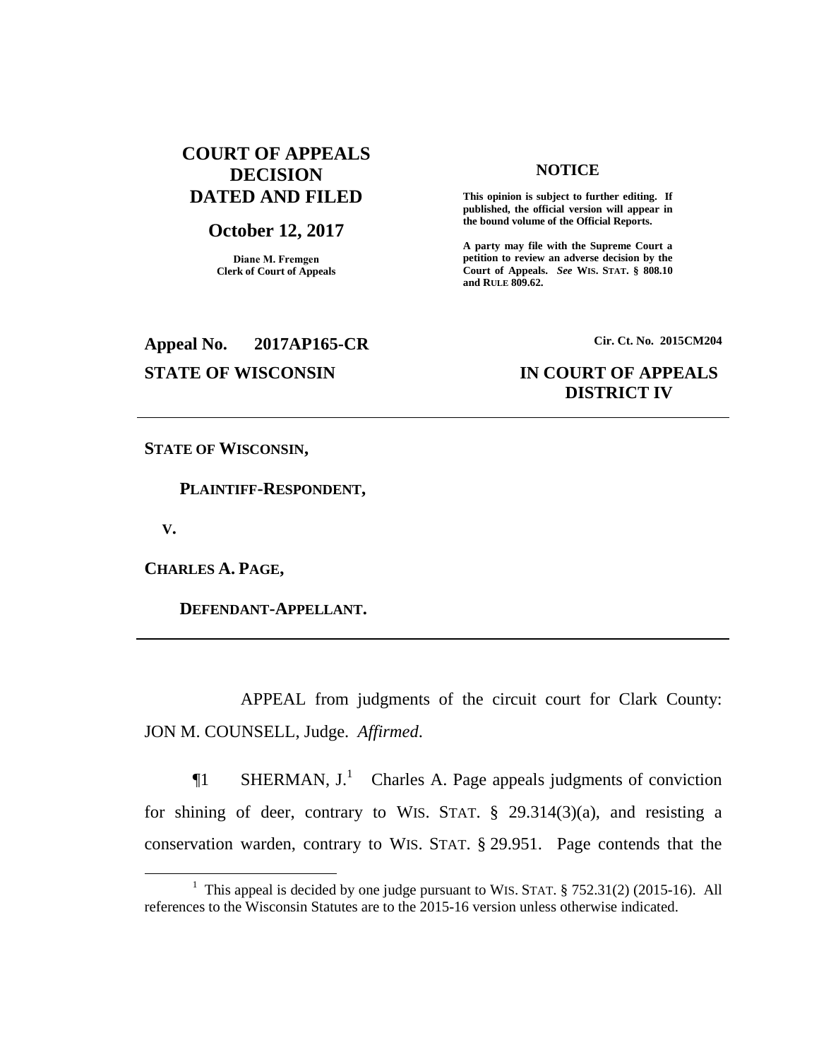**COURT OF APPEALS DECISION DATED AND FILED**

**October 12, 2017**

**Diane M. Fremgen**
**Clerk of Court of Appeals**

**NOTICE**

**This opinion is subject to further editing. If published, the official version will appear in the bound volume of the Official Reports.**

**A party may file with the Supreme Court a petition to review an adverse decision by the Court of Appeals.** ***See*** **WIS. STAT. § 808.10 and RULE 809.62.**

**Appeal No. 2017AP165-CR**

**Cir. Ct. No. 2015CM204**

**STATE OF WISCONSIN**

**IN COURT OF APPEALS DISTRICT IV**

---

**STATE OF WISCONSIN,**

**PLAINTIFF-RESPONDENT,**

**V.**

**CHARLES A. PAGE,**

**DEFENDANT-APPELLANT.**

---

APPEAL from judgments of the circuit court for Clark County: JON M. COUNSELL, Judge. *Affirmed*.

¶1 SHERMAN, J.[1] Charles A. Page appeals judgments of conviction for shining of deer, contrary to WIS. STAT. § 29.314(3)(a), and resisting a conservation warden, contrary to WIS. STAT. § 29.951. Page contends that the

---

[1] This appeal is decided by one judge pursuant to WIS. STAT. § 752.31(2) (2015-16). All references to the Wisconsin Statutes are to the 2015-16 version unless otherwise indicated.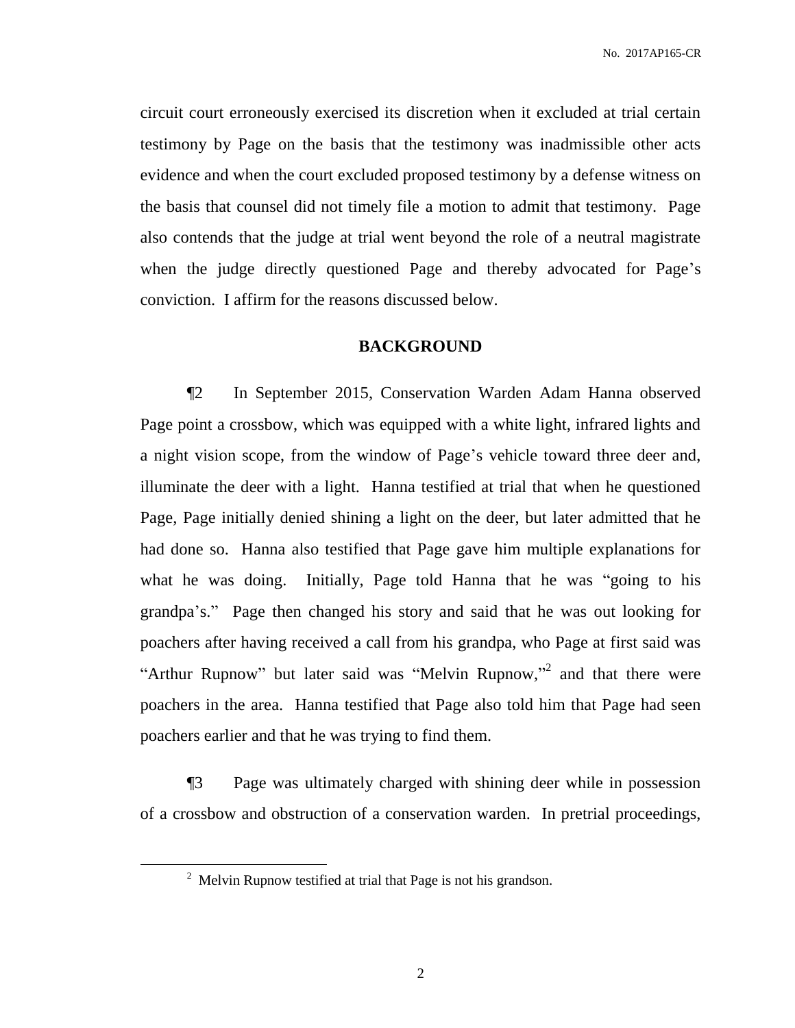circuit court erroneously exercised its discretion when it excluded at trial certain testimony by Page on the basis that the testimony was inadmissible other acts evidence and when the court excluded proposed testimony by a defense witness on the basis that counsel did not timely file a motion to admit that testimony. Page also contends that the judge at trial went beyond the role of a neutral magistrate when the judge directly questioned Page and thereby advocated for Page's conviction. I affirm for the reasons discussed below.

## BACKGROUND

¶2 In September 2015, Conservation Warden Adam Hanna observed Page point a crossbow, which was equipped with a white light, infrared lights and a night vision scope, from the window of Page's vehicle toward three deer and, illuminate the deer with a light. Hanna testified at trial that when he questioned Page, Page initially denied shining a light on the deer, but later admitted that he had done so. Hanna also testified that Page gave him multiple explanations for what he was doing. Initially, Page told Hanna that he was "going to his grandpa's." Page then changed his story and said that he was out looking for poachers after having received a call from his grandpa, who Page at first said was "Arthur Rupnow" but later said was "Melvin Rupnow,"[2] and that there were poachers in the area. Hanna testified that Page also told him that Page had seen poachers earlier and that he was trying to find them.

¶3 Page was ultimately charged with shining deer while in possession of a crossbow and obstruction of a conservation warden. In pretrial proceedings,

[2] Melvin Rupnow testified at trial that Page is not his grandson.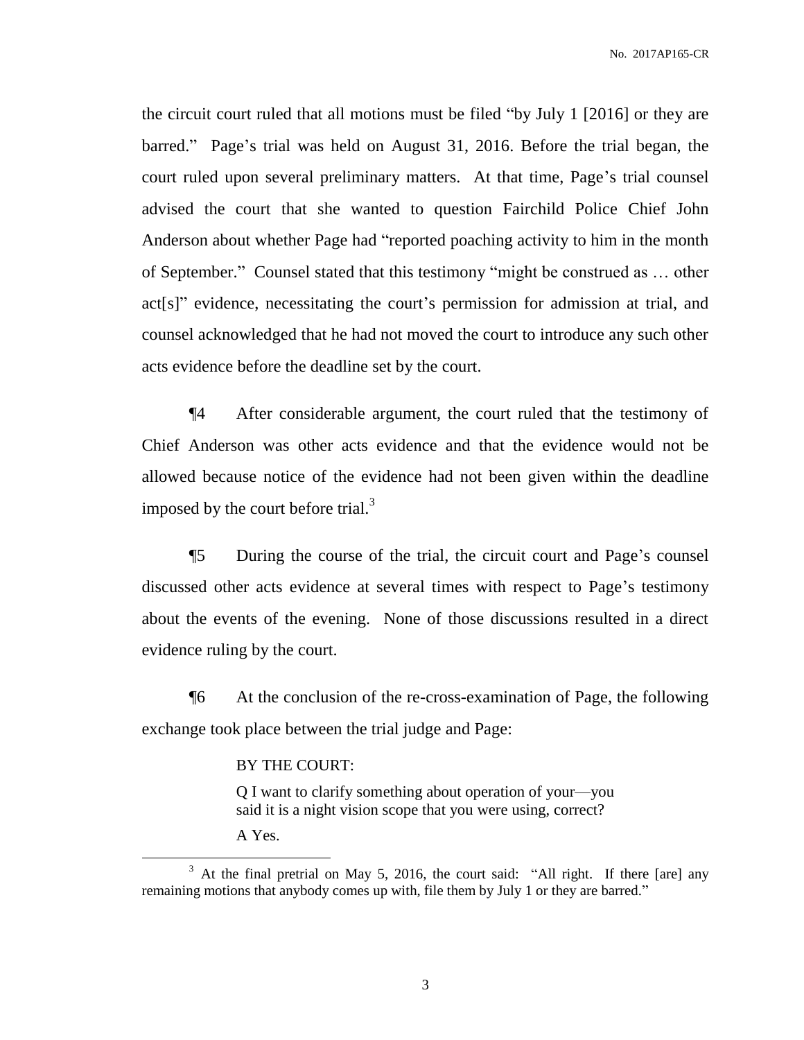the circuit court ruled that all motions must be filed "by July 1 [2016] or they are barred." Page's trial was held on August 31, 2016. Before the trial began, the court ruled upon several preliminary matters. At that time, Page's trial counsel advised the court that she wanted to question Fairchild Police Chief John Anderson about whether Page had "reported poaching activity to him in the month of September." Counsel stated that this testimony "might be construed as … other act[s]" evidence, necessitating the court's permission for admission at trial, and counsel acknowledged that he had not moved the court to introduce any such other acts evidence before the deadline set by the court.

¶4 After considerable argument, the court ruled that the testimony of Chief Anderson was other acts evidence and that the evidence would not be allowed because notice of the evidence had not been given within the deadline imposed by the court before trial.[3]

¶5 During the course of the trial, the circuit court and Page's counsel discussed other acts evidence at several times with respect to Page's testimony about the events of the evening. None of those discussions resulted in a direct evidence ruling by the court.

¶6 At the conclusion of the re-cross-examination of Page, the following exchange took place between the trial judge and Page:

> BY THE COURT:
>
> Q I want to clarify something about operation of your—you said it is a night vision scope that you were using, correct?
>
> A Yes.

[3] At the final pretrial on May 5, 2016, the court said: "All right. If there [are] any remaining motions that anybody comes up with, file them by July 1 or they are barred."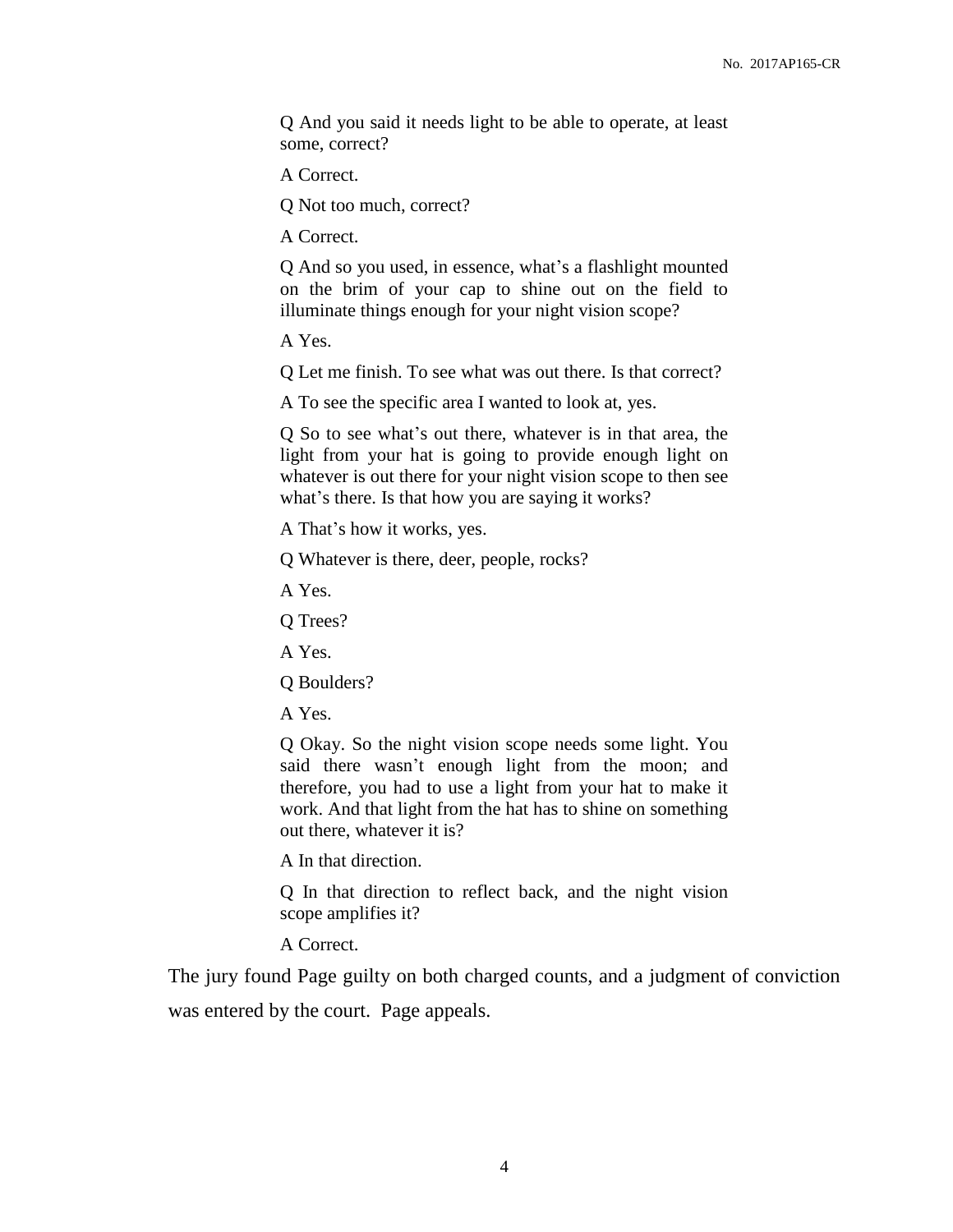> Q And you said it needs light to be able to operate, at least some, correct?
>
> A Correct.
>
> Q Not too much, correct?
>
> A Correct.
>
> Q And so you used, in essence, what's a flashlight mounted on the brim of your cap to shine out on the field to illuminate things enough for your night vision scope?
>
> A Yes.
>
> Q Let me finish. To see what was out there. Is that correct?
>
> A To see the specific area I wanted to look at, yes.
>
> Q So to see what's out there, whatever is in that area, the light from your hat is going to provide enough light on whatever is out there for your night vision scope to then see what's there. Is that how you are saying it works?
>
> A That's how it works, yes.
>
> Q Whatever is there, deer, people, rocks?
>
> A Yes.
>
> Q Trees?
>
> A Yes.
>
> Q Boulders?
>
> A Yes.
>
> Q Okay. So the night vision scope needs some light. You said there wasn't enough light from the moon; and therefore, you had to use a light from your hat to make it work. And that light from the hat has to shine on something out there, whatever it is?
>
> A In that direction.
>
> Q In that direction to reflect back, and the night vision scope amplifies it?
>
> A Correct.

The jury found Page guilty on both charged counts, and a judgment of conviction was entered by the court. Page appeals.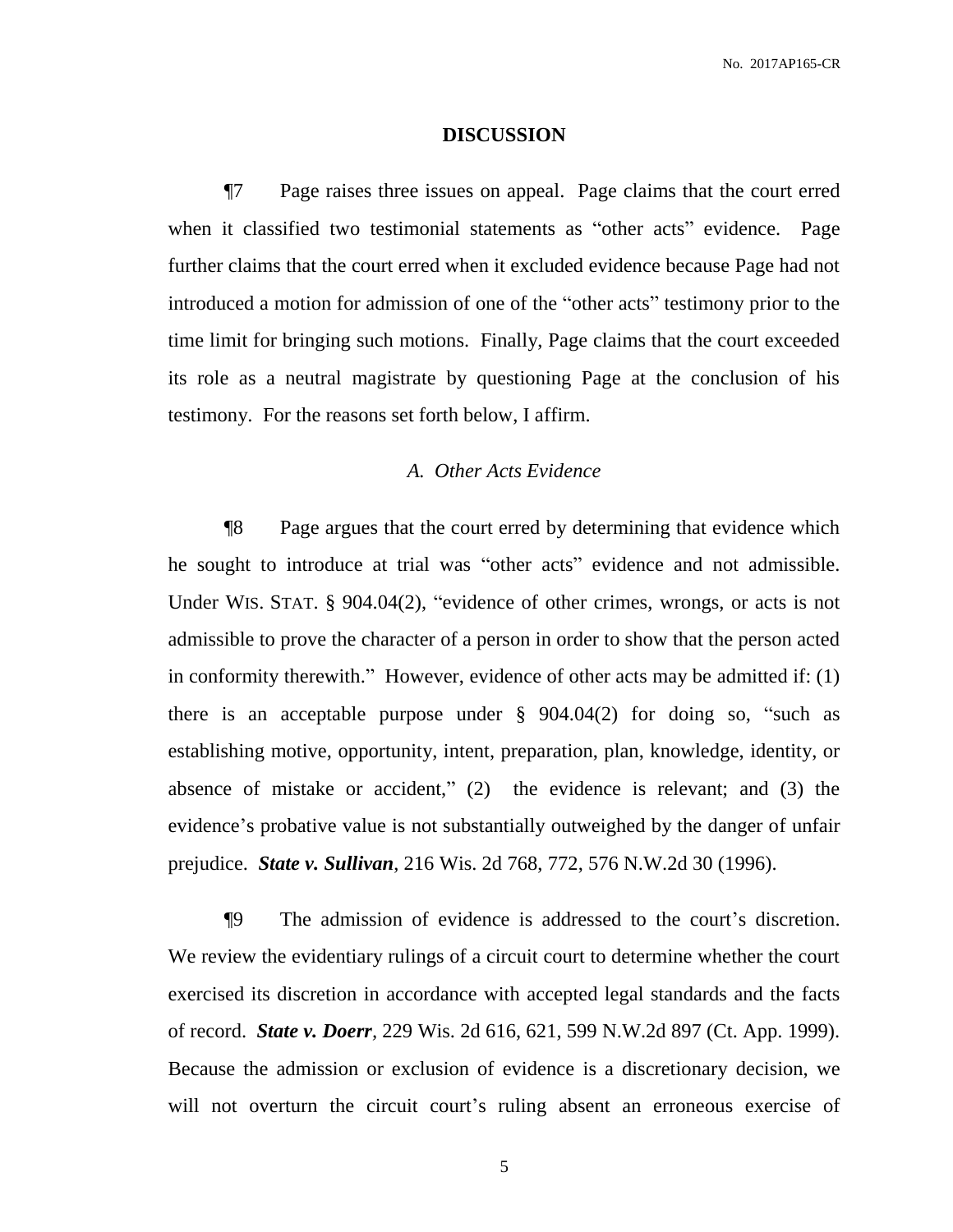## DISCUSSION

¶7 Page raises three issues on appeal. Page claims that the court erred when it classified two testimonial statements as "other acts" evidence. Page further claims that the court erred when it excluded evidence because Page had not introduced a motion for admission of one of the "other acts" testimony prior to the time limit for bringing such motions. Finally, Page claims that the court exceeded its role as a neutral magistrate by questioning Page at the conclusion of his testimony. For the reasons set forth below, I affirm.

### *A. Other Acts Evidence*

¶8 Page argues that the court erred by determining that evidence which he sought to introduce at trial was "other acts" evidence and not admissible. Under WIS. STAT. § 904.04(2), "evidence of other crimes, wrongs, or acts is not admissible to prove the character of a person in order to show that the person acted in conformity therewith." However, evidence of other acts may be admitted if: (1) there is an acceptable purpose under § 904.04(2) for doing so, "such as establishing motive, opportunity, intent, preparation, plan, knowledge, identity, or absence of mistake or accident," (2) the evidence is relevant; and (3) the evidence's probative value is not substantially outweighed by the danger of unfair prejudice. ***State v. Sullivan***, 216 Wis. 2d 768, 772, 576 N.W.2d 30 (1996).

¶9 The admission of evidence is addressed to the court's discretion. We review the evidentiary rulings of a circuit court to determine whether the court exercised its discretion in accordance with accepted legal standards and the facts of record. ***State v. Doerr***, 229 Wis. 2d 616, 621, 599 N.W.2d 897 (Ct. App. 1999). Because the admission or exclusion of evidence is a discretionary decision, we will not overturn the circuit court's ruling absent an erroneous exercise of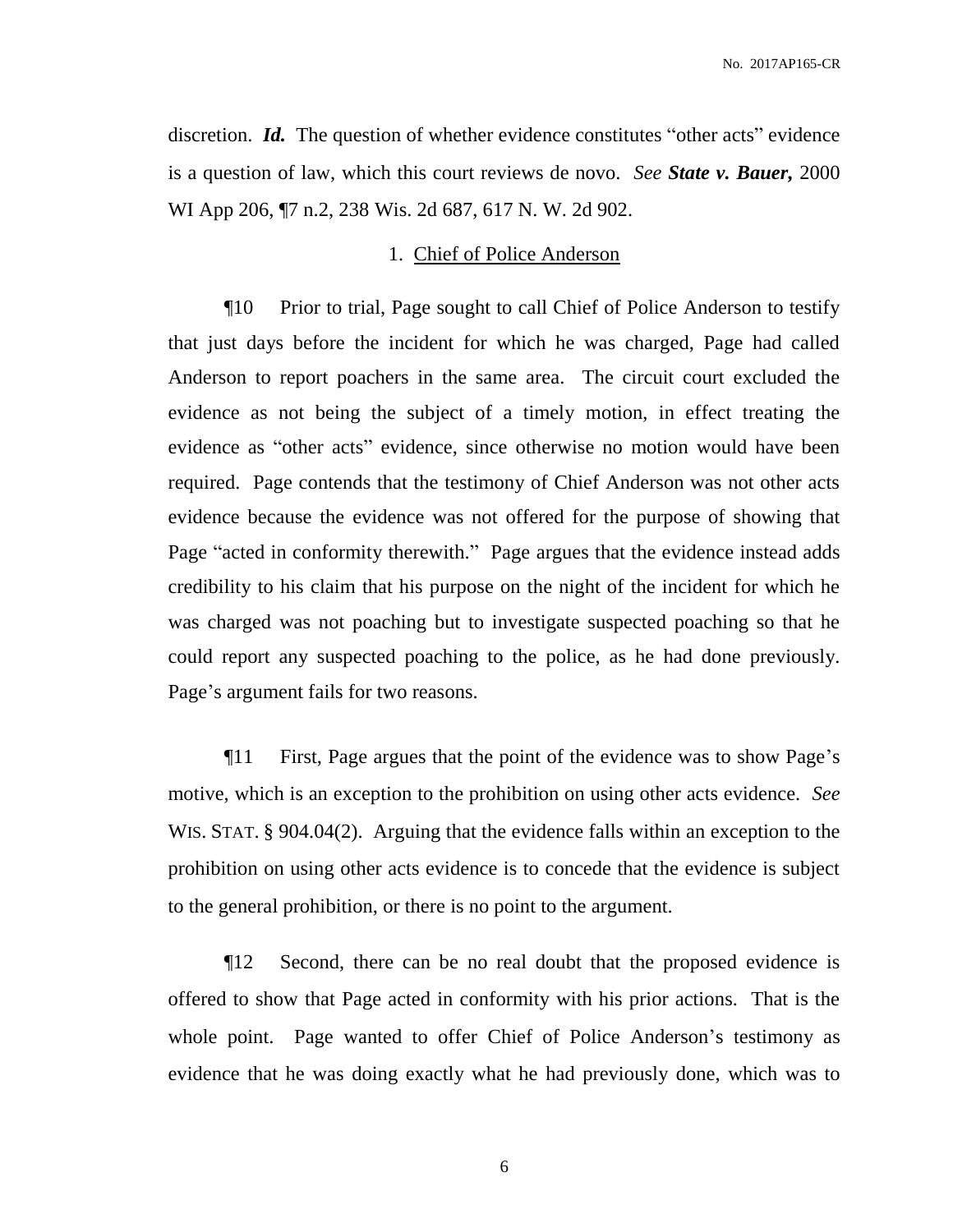discretion. ***Id.*** The question of whether evidence constitutes "other acts" evidence is a question of law, which this court reviews de novo. *See* ***State v. Bauer,*** 2000 WI App 206, ¶7 n.2, 238 Wis. 2d 687, 617 N. W. 2d 902.

1. Chief of Police Anderson

¶10 Prior to trial, Page sought to call Chief of Police Anderson to testify that just days before the incident for which he was charged, Page had called Anderson to report poachers in the same area. The circuit court excluded the evidence as not being the subject of a timely motion, in effect treating the evidence as "other acts" evidence, since otherwise no motion would have been required. Page contends that the testimony of Chief Anderson was not other acts evidence because the evidence was not offered for the purpose of showing that Page "acted in conformity therewith." Page argues that the evidence instead adds credibility to his claim that his purpose on the night of the incident for which he was charged was not poaching but to investigate suspected poaching so that he could report any suspected poaching to the police, as he had done previously. Page's argument fails for two reasons.

¶11 First, Page argues that the point of the evidence was to show Page's motive, which is an exception to the prohibition on using other acts evidence. *See* WIS. STAT. § 904.04(2). Arguing that the evidence falls within an exception to the prohibition on using other acts evidence is to concede that the evidence is subject to the general prohibition, or there is no point to the argument.

¶12 Second, there can be no real doubt that the proposed evidence is offered to show that Page acted in conformity with his prior actions. That is the whole point. Page wanted to offer Chief of Police Anderson's testimony as evidence that he was doing exactly what he had previously done, which was to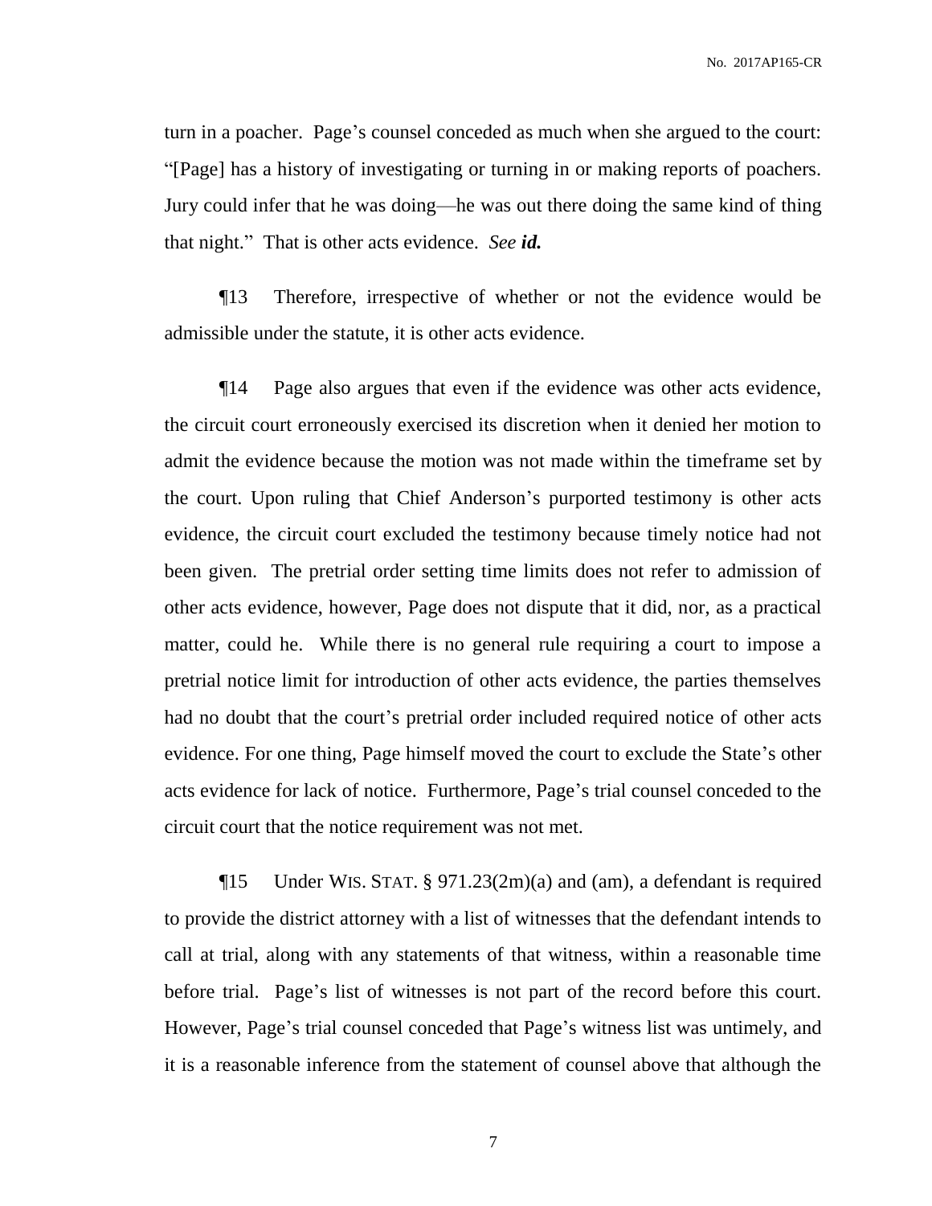turn in a poacher. Page's counsel conceded as much when she argued to the court: "[Page] has a history of investigating or turning in or making reports of poachers. Jury could infer that he was doing—he was out there doing the same kind of thing that night." That is other acts evidence. *See* ***id.***

¶13 Therefore, irrespective of whether or not the evidence would be admissible under the statute, it is other acts evidence.

¶14 Page also argues that even if the evidence was other acts evidence, the circuit court erroneously exercised its discretion when it denied her motion to admit the evidence because the motion was not made within the timeframe set by the court. Upon ruling that Chief Anderson's purported testimony is other acts evidence, the circuit court excluded the testimony because timely notice had not been given. The pretrial order setting time limits does not refer to admission of other acts evidence, however, Page does not dispute that it did, nor, as a practical matter, could he. While there is no general rule requiring a court to impose a pretrial notice limit for introduction of other acts evidence, the parties themselves had no doubt that the court's pretrial order included required notice of other acts evidence. For one thing, Page himself moved the court to exclude the State's other acts evidence for lack of notice. Furthermore, Page's trial counsel conceded to the circuit court that the notice requirement was not met.

¶15 Under WIS. STAT. § 971.23(2m)(a) and (am), a defendant is required to provide the district attorney with a list of witnesses that the defendant intends to call at trial, along with any statements of that witness, within a reasonable time before trial. Page's list of witnesses is not part of the record before this court. However, Page's trial counsel conceded that Page's witness list was untimely, and it is a reasonable inference from the statement of counsel above that although the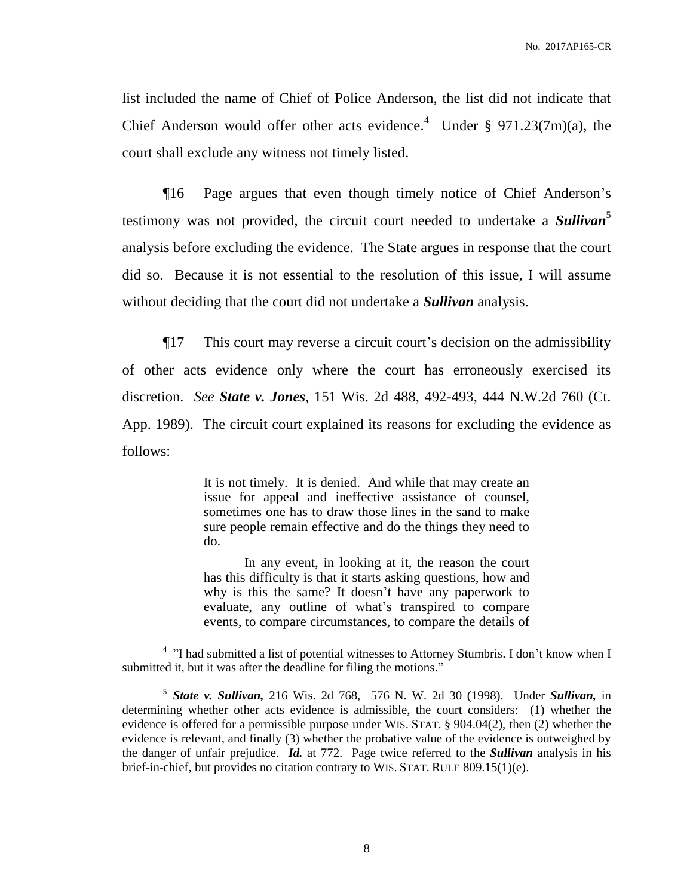list included the name of Chief of Police Anderson, the list did not indicate that Chief Anderson would offer other acts evidence.[4] Under § 971.23(7m)(a), the court shall exclude any witness not timely listed.

¶16 Page argues that even though timely notice of Chief Anderson's testimony was not provided, the circuit court needed to undertake a ***Sullivan***[5] analysis before excluding the evidence. The State argues in response that the court did so. Because it is not essential to the resolution of this issue, I will assume without deciding that the court did not undertake a ***Sullivan*** analysis.

¶17 This court may reverse a circuit court's decision on the admissibility of other acts evidence only where the court has erroneously exercised its discretion. *See* ***State v. Jones***, 151 Wis. 2d 488, 492-493, 444 N.W.2d 760 (Ct. App. 1989). The circuit court explained its reasons for excluding the evidence as follows:

> It is not timely. It is denied. And while that may create an issue for appeal and ineffective assistance of counsel, sometimes one has to draw those lines in the sand to make sure people remain effective and do the things they need to do.
>
> In any event, in looking at it, the reason the court has this difficulty is that it starts asking questions, how and why is this the same? It doesn't have any paperwork to evaluate, any outline of what's transpired to compare events, to compare circumstances, to compare the details of

---

[4] "I had submitted a list of potential witnesses to Attorney Stumbris. I don't know when I submitted it, but it was after the deadline for filing the motions."

[5] ***State v. Sullivan,*** 216 Wis. 2d 768, 576 N. W. 2d 30 (1998). Under ***Sullivan,*** in determining whether other acts evidence is admissible, the court considers: (1) whether the evidence is offered for a permissible purpose under WIS. STAT. § 904.04(2), then (2) whether the evidence is relevant, and finally (3) whether the probative value of the evidence is outweighed by the danger of unfair prejudice. ***Id.*** at 772. Page twice referred to the ***Sullivan*** analysis in his brief-in-chief, but provides no citation contrary to WIS. STAT. RULE 809.15(1)(e).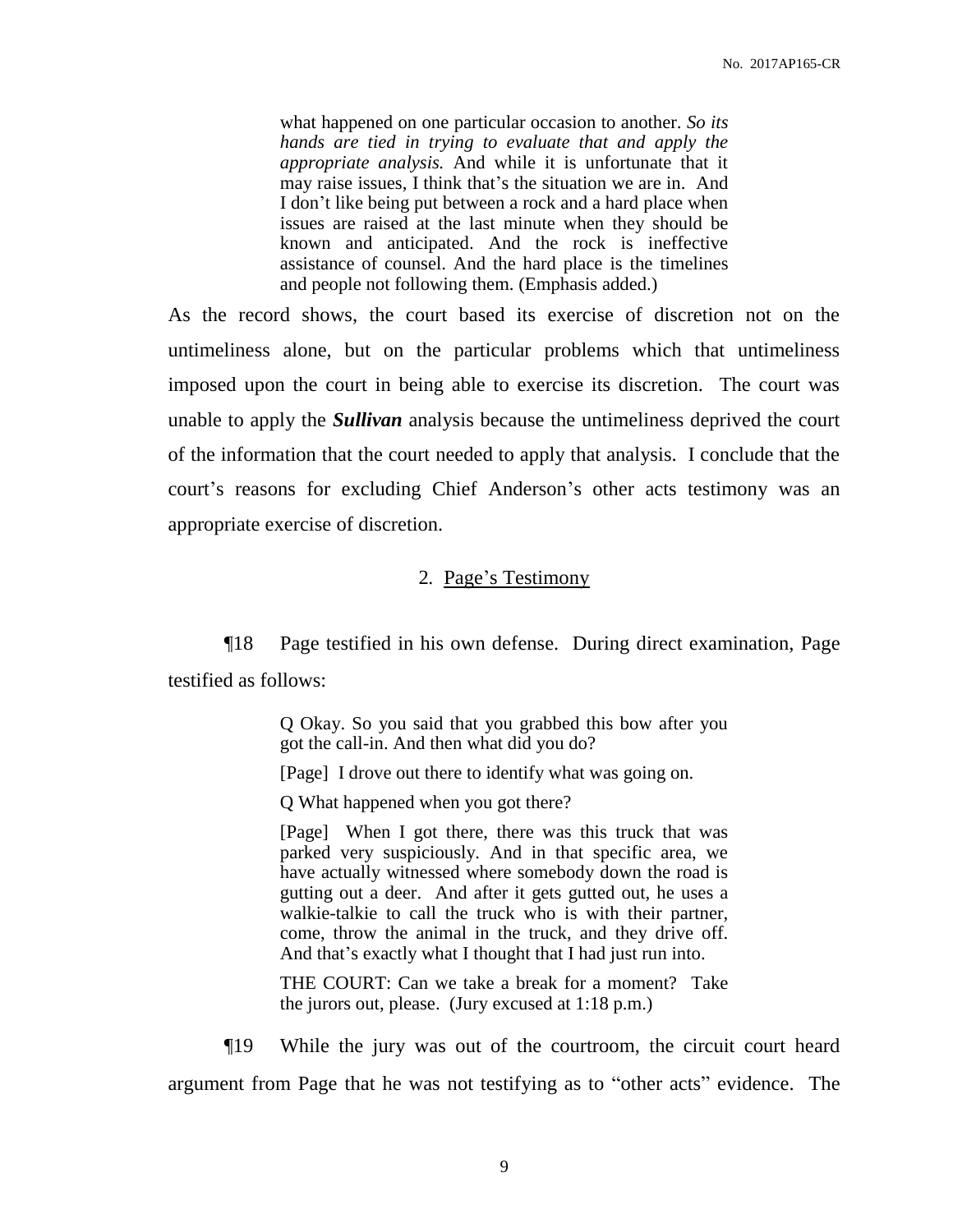> what happened on one particular occasion to another. *So its hands are tied in trying to evaluate that and apply the appropriate analysis.* And while it is unfortunate that it may raise issues, I think that's the situation we are in. And I don't like being put between a rock and a hard place when issues are raised at the last minute when they should be known and anticipated. And the rock is ineffective assistance of counsel. And the hard place is the timelines and people not following them. (Emphasis added.)

As the record shows, the court based its exercise of discretion not on the untimeliness alone, but on the particular problems which that untimeliness imposed upon the court in being able to exercise its discretion. The court was unable to apply the ***Sullivan*** analysis because the untimeliness deprived the court of the information that the court needed to apply that analysis. I conclude that the court's reasons for excluding Chief Anderson's other acts testimony was an appropriate exercise of discretion.

### 2. Page's Testimony

¶18 Page testified in his own defense. During direct examination, Page testified as follows:

> Q Okay. So you said that you grabbed this bow after you got the call-in. And then what did you do?
>
> [Page] I drove out there to identify what was going on.
>
> Q What happened when you got there?
>
> [Page] When I got there, there was this truck that was parked very suspiciously. And in that specific area, we have actually witnessed where somebody down the road is gutting out a deer. And after it gets gutted out, he uses a walkie-talkie to call the truck who is with their partner, come, throw the animal in the truck, and they drive off. And that's exactly what I thought that I had just run into.
>
> THE COURT: Can we take a break for a moment? Take the jurors out, please. (Jury excused at 1:18 p.m.)

¶19 While the jury was out of the courtroom, the circuit court heard argument from Page that he was not testifying as to "other acts" evidence. The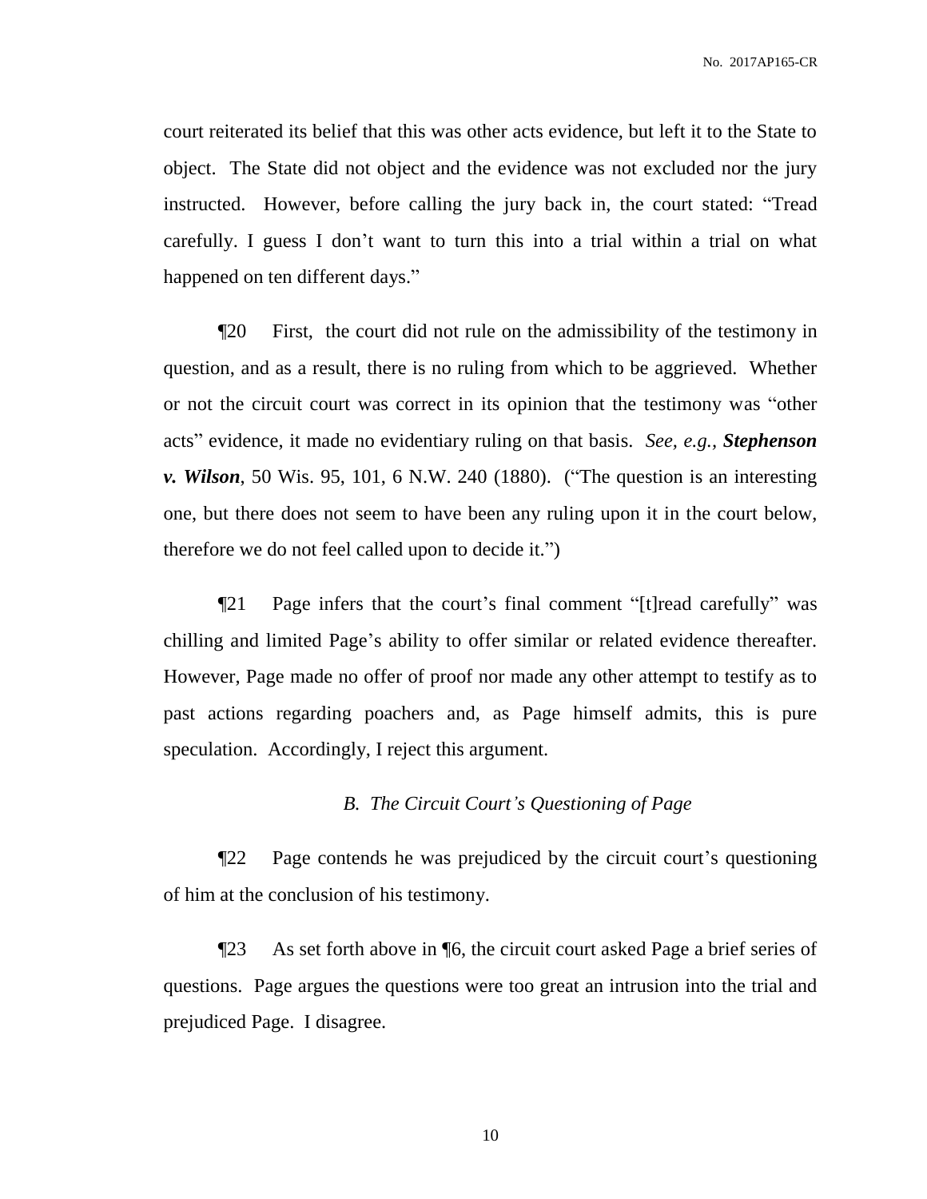court reiterated its belief that this was other acts evidence, but left it to the State to object. The State did not object and the evidence was not excluded nor the jury instructed. However, before calling the jury back in, the court stated: "Tread carefully. I guess I don't want to turn this into a trial within a trial on what happened on ten different days."

¶20 First, the court did not rule on the admissibility of the testimony in question, and as a result, there is no ruling from which to be aggrieved. Whether or not the circuit court was correct in its opinion that the testimony was "other acts" evidence, it made no evidentiary ruling on that basis. *See, e.g.*, ***Stephenson v. Wilson***, 50 Wis. 95, 101, 6 N.W. 240 (1880). ("The question is an interesting one, but there does not seem to have been any ruling upon it in the court below, therefore we do not feel called upon to decide it.")

¶21 Page infers that the court's final comment "[t]read carefully" was chilling and limited Page's ability to offer similar or related evidence thereafter. However, Page made no offer of proof nor made any other attempt to testify as to past actions regarding poachers and, as Page himself admits, this is pure speculation. Accordingly, I reject this argument.

### *B. The Circuit Court's Questioning of Page*

¶22 Page contends he was prejudiced by the circuit court's questioning of him at the conclusion of his testimony.

¶23 As set forth above in ¶6, the circuit court asked Page a brief series of questions. Page argues the questions were too great an intrusion into the trial and prejudiced Page. I disagree.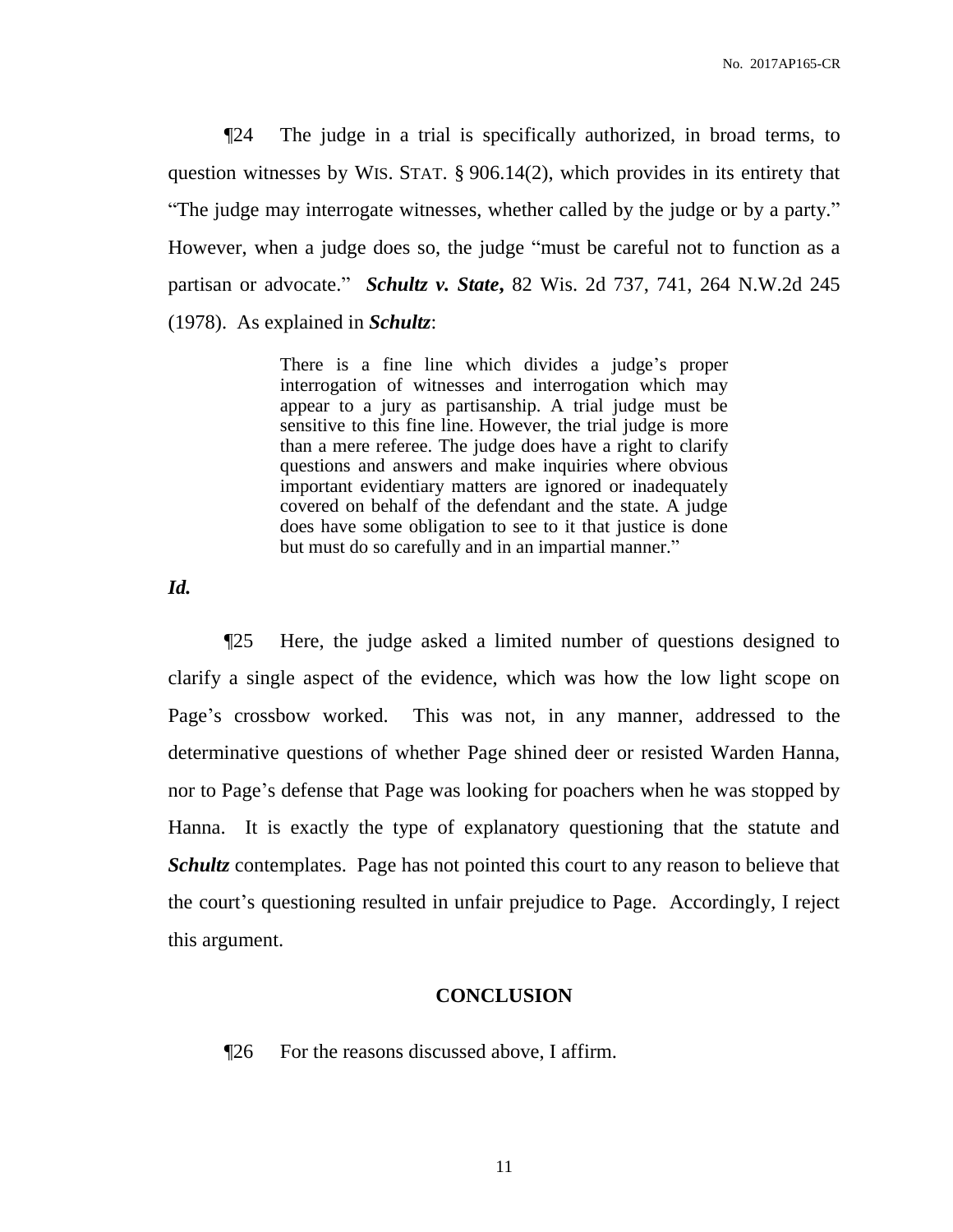¶24 The judge in a trial is specifically authorized, in broad terms, to question witnesses by WIS. STAT. § 906.14(2), which provides in its entirety that "The judge may interrogate witnesses, whether called by the judge or by a party." However, when a judge does so, the judge "must be careful not to function as a partisan or advocate." ***Schultz v. State,*** 82 Wis. 2d 737, 741, 264 N.W.2d 245 (1978). As explained in ***Schultz***:

> There is a fine line which divides a judge's proper interrogation of witnesses and interrogation which may appear to a jury as partisanship. A trial judge must be sensitive to this fine line. However, the trial judge is more than a mere referee. The judge does have a right to clarify questions and answers and make inquiries where obvious important evidentiary matters are ignored or inadequately covered on behalf of the defendant and the state. A judge does have some obligation to see to it that justice is done but must do so carefully and in an impartial manner."

***Id.***

¶25 Here, the judge asked a limited number of questions designed to clarify a single aspect of the evidence, which was how the low light scope on Page's crossbow worked. This was not, in any manner, addressed to the determinative questions of whether Page shined deer or resisted Warden Hanna, nor to Page's defense that Page was looking for poachers when he was stopped by Hanna. It is exactly the type of explanatory questioning that the statute and ***Schultz*** contemplates. Page has not pointed this court to any reason to believe that the court's questioning resulted in unfair prejudice to Page. Accordingly, I reject this argument.

## CONCLUSION

¶26 For the reasons discussed above, I affirm.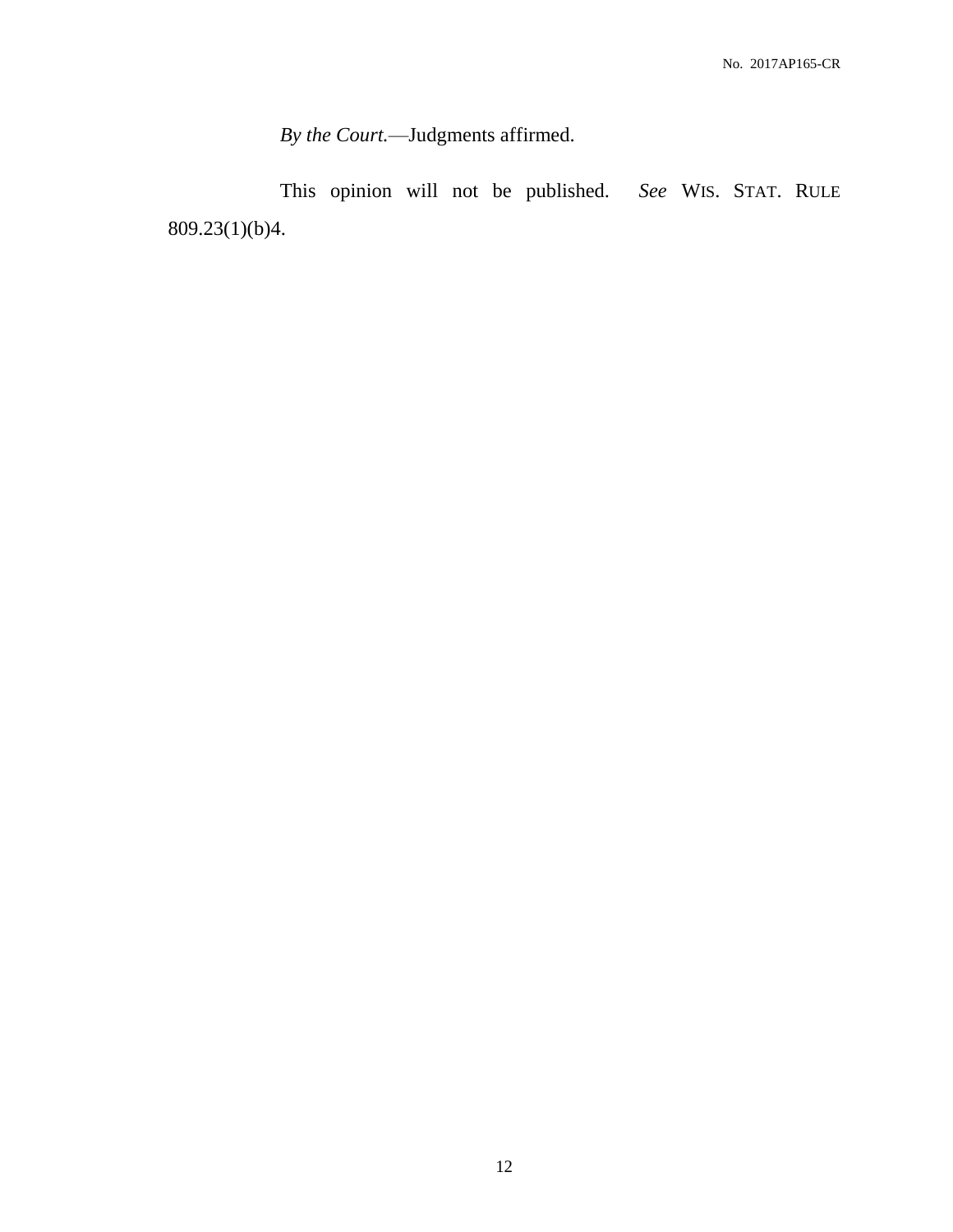*By the Court.*—Judgments affirmed.

This opinion will not be published. *See* WIS. STAT. RULE 809.23(1)(b)4.